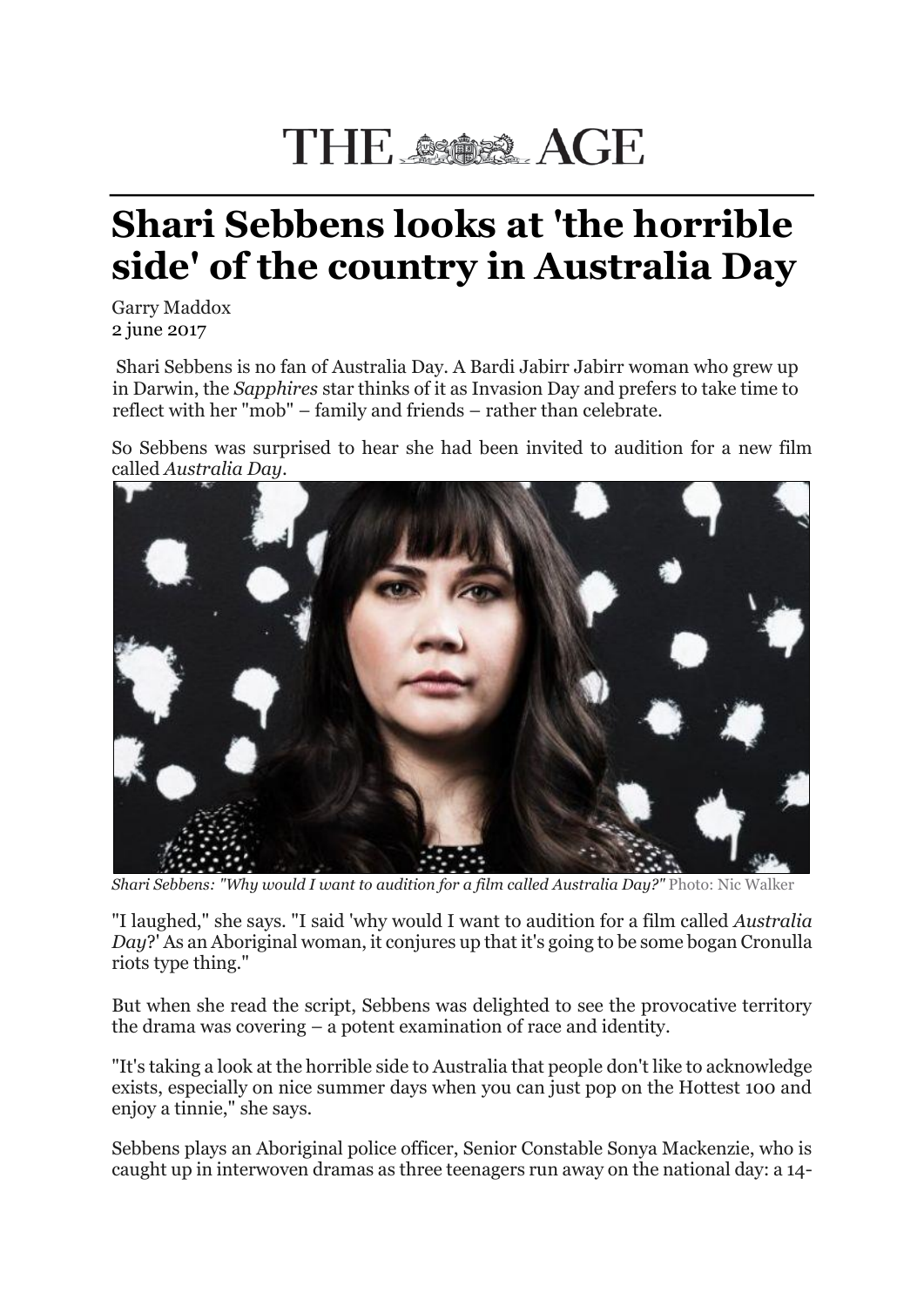# THE AGE

# Shari Sebbens looks at 'the horrible side' of the country in Australia Day

Garry Maddox
2 june 2017

Shari Sebbens is no fan of Australia Day. A Bardi Jabirr Jabirr woman who grew up in Darwin, the *Sapphires* star thinks of it as Invasion Day and prefers to take time to reflect with her "mob" – family and friends – rather than celebrate.

So Sebbens was surprised to hear she had been invited to audition for a new film called *Australia Day*.

*Shari Sebbens: "Why would I want to audition for a film called Australia Day?"* Photo: Nic Walker

"I laughed," she says. "I said 'why would I want to audition for a film called *Australia Day*?' As an Aboriginal woman, it conjures up that it's going to be some bogan Cronulla riots type thing."

But when she read the script, Sebbens was delighted to see the provocative territory the drama was covering – a potent examination of race and identity.

"It's taking a look at the horrible side to Australia that people don't like to acknowledge exists, especially on nice summer days when you can just pop on the Hottest 100 and enjoy a tinnie," she says.

Sebbens plays an Aboriginal police officer, Senior Constable Sonya Mackenzie, who is caught up in interwoven dramas as three teenagers run away on the national day: a 14-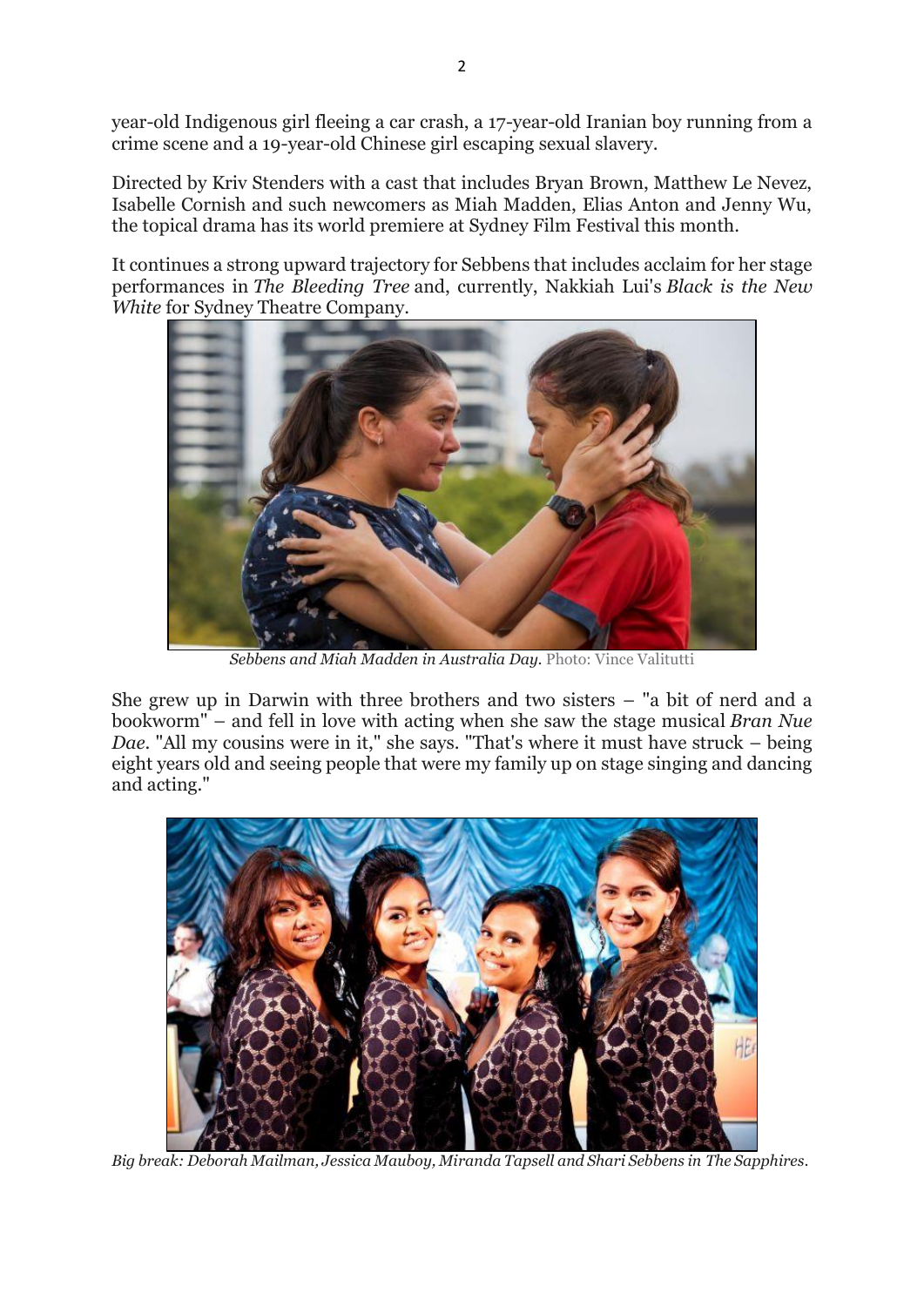year-old Indigenous girl fleeing a car crash, a 17-year-old Iranian boy running from a crime scene and a 19-year-old Chinese girl escaping sexual slavery.

Directed by Kriv Stenders with a cast that includes Bryan Brown, Matthew Le Nevez, Isabelle Cornish and such newcomers as Miah Madden, Elias Anton and Jenny Wu, the topical drama has its world premiere at Sydney Film Festival this month.

It continues a strong upward trajectory for Sebbens that includes acclaim for her stage performances in *The Bleeding Tree* and, currently, Nakkiah Lui's *Black is the New White* for Sydney Theatre Company.

*Sebbens and Miah Madden in Australia Day.* Photo: Vince Valitutti

She grew up in Darwin with three brothers and two sisters – "a bit of nerd and a bookworm" – and fell in love with acting when she saw the stage musical *Bran Nue Dae*. "All my cousins were in it," she says. "That's where it must have struck – being eight years old and seeing people that were my family up on stage singing and dancing and acting."

*Big break: Deborah Mailman, Jessica Mauboy, Miranda Tapsell and Shari Sebbens in The Sapphires.*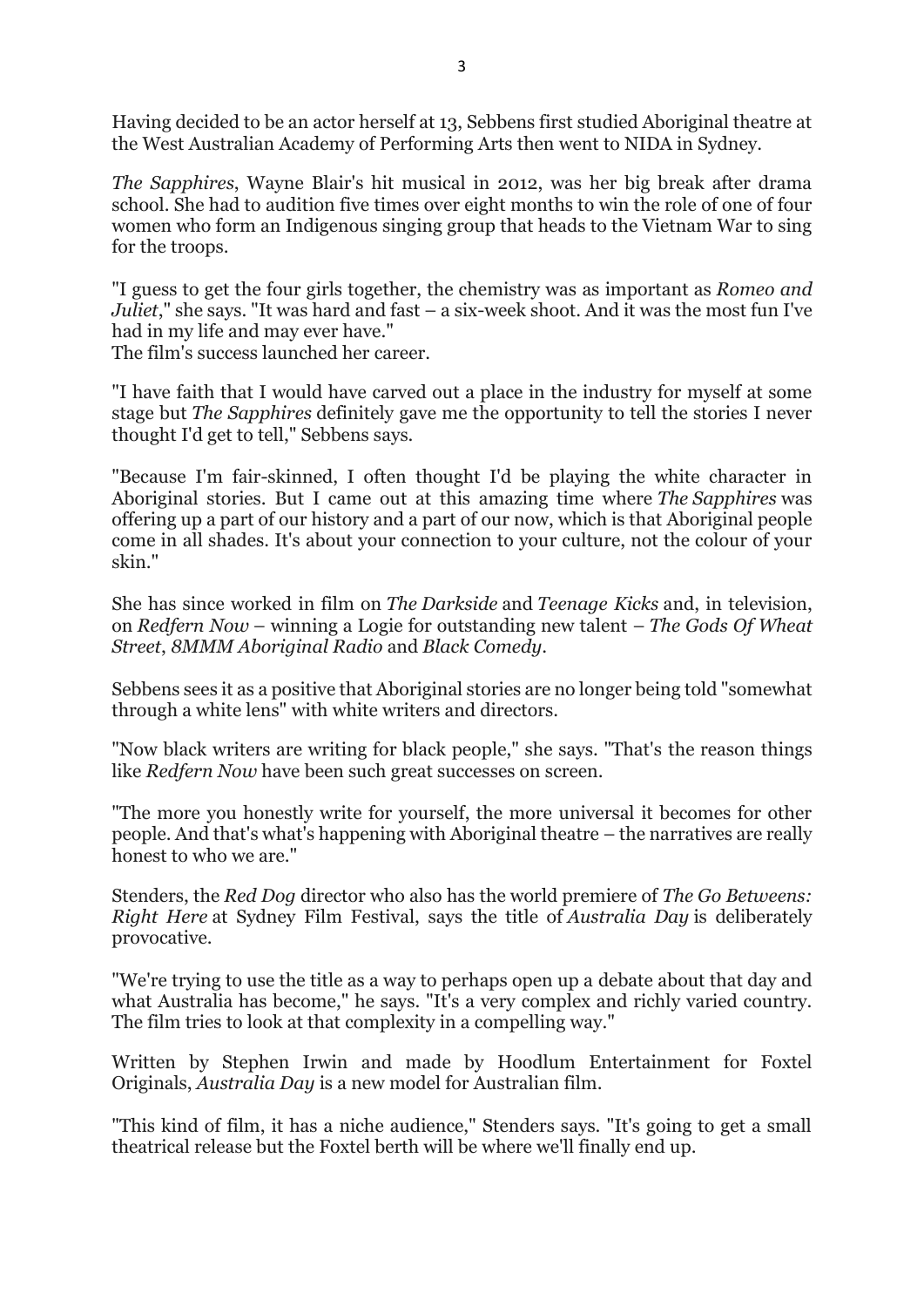Having decided to be an actor herself at 13, Sebbens first studied Aboriginal theatre at the West Australian Academy of Performing Arts then went to NIDA in Sydney.

*The Sapphires*, Wayne Blair's hit musical in 2012, was her big break after drama school. She had to audition five times over eight months to win the role of one of four women who form an Indigenous singing group that heads to the Vietnam War to sing for the troops.

"I guess to get the four girls together, the chemistry was as important as *Romeo and Juliet*," she says. "It was hard and fast – a six-week shoot. And it was the most fun I've had in my life and may ever have."
The film's success launched her career.

"I have faith that I would have carved out a place in the industry for myself at some stage but *The Sapphires* definitely gave me the opportunity to tell the stories I never thought I'd get to tell," Sebbens says.

"Because I'm fair-skinned, I often thought I'd be playing the white character in Aboriginal stories. But I came out at this amazing time where *The Sapphires* was offering up a part of our history and a part of our now, which is that Aboriginal people come in all shades. It's about your connection to your culture, not the colour of your skin."

She has since worked in film on *The Darkside* and *Teenage Kicks* and, in television, on *Redfern Now* – winning a Logie for outstanding new talent – *The Gods Of Wheat Street*, *8MMM Aboriginal Radio* and *Black Comedy*.

Sebbens sees it as a positive that Aboriginal stories are no longer being told "somewhat through a white lens" with white writers and directors.

"Now black writers are writing for black people," she says. "That's the reason things like *Redfern Now* have been such great successes on screen.

"The more you honestly write for yourself, the more universal it becomes for other people. And that's what's happening with Aboriginal theatre – the narratives are really honest to who we are."

Stenders, the *Red Dog* director who also has the world premiere of *The Go Betweens: Right Here* at Sydney Film Festival, says the title of *Australia Day* is deliberately provocative.

"We're trying to use the title as a way to perhaps open up a debate about that day and what Australia has become," he says. "It's a very complex and richly varied country. The film tries to look at that complexity in a compelling way."

Written by Stephen Irwin and made by Hoodlum Entertainment for Foxtel Originals, *Australia Day* is a new model for Australian film.

"This kind of film, it has a niche audience," Stenders says. "It's going to get a small theatrical release but the Foxtel berth will be where we'll finally end up.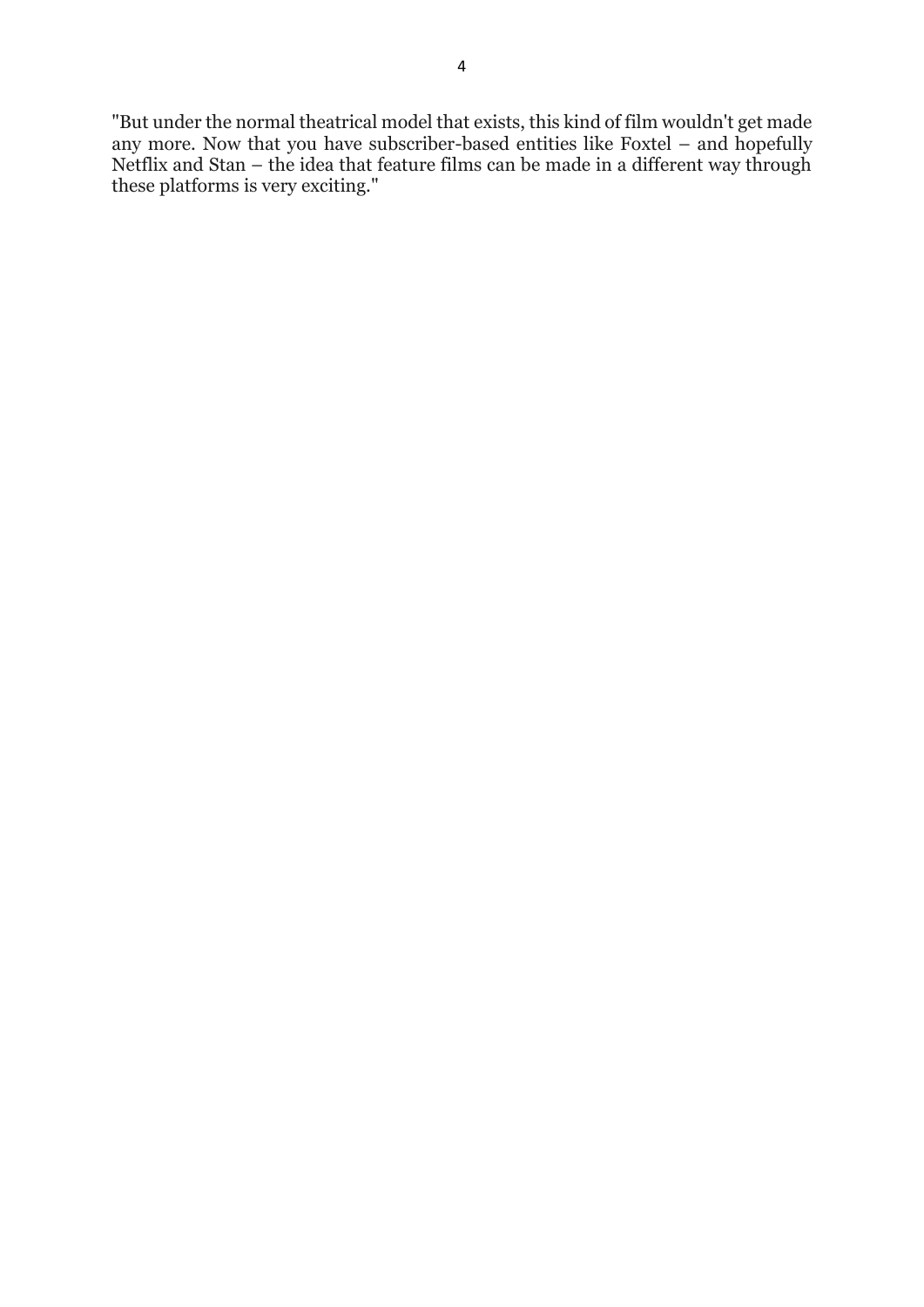"But under the normal theatrical model that exists, this kind of film wouldn't get made any more. Now that you have subscriber-based entities like Foxtel – and hopefully Netflix and Stan – the idea that feature films can be made in a different way through these platforms is very exciting."